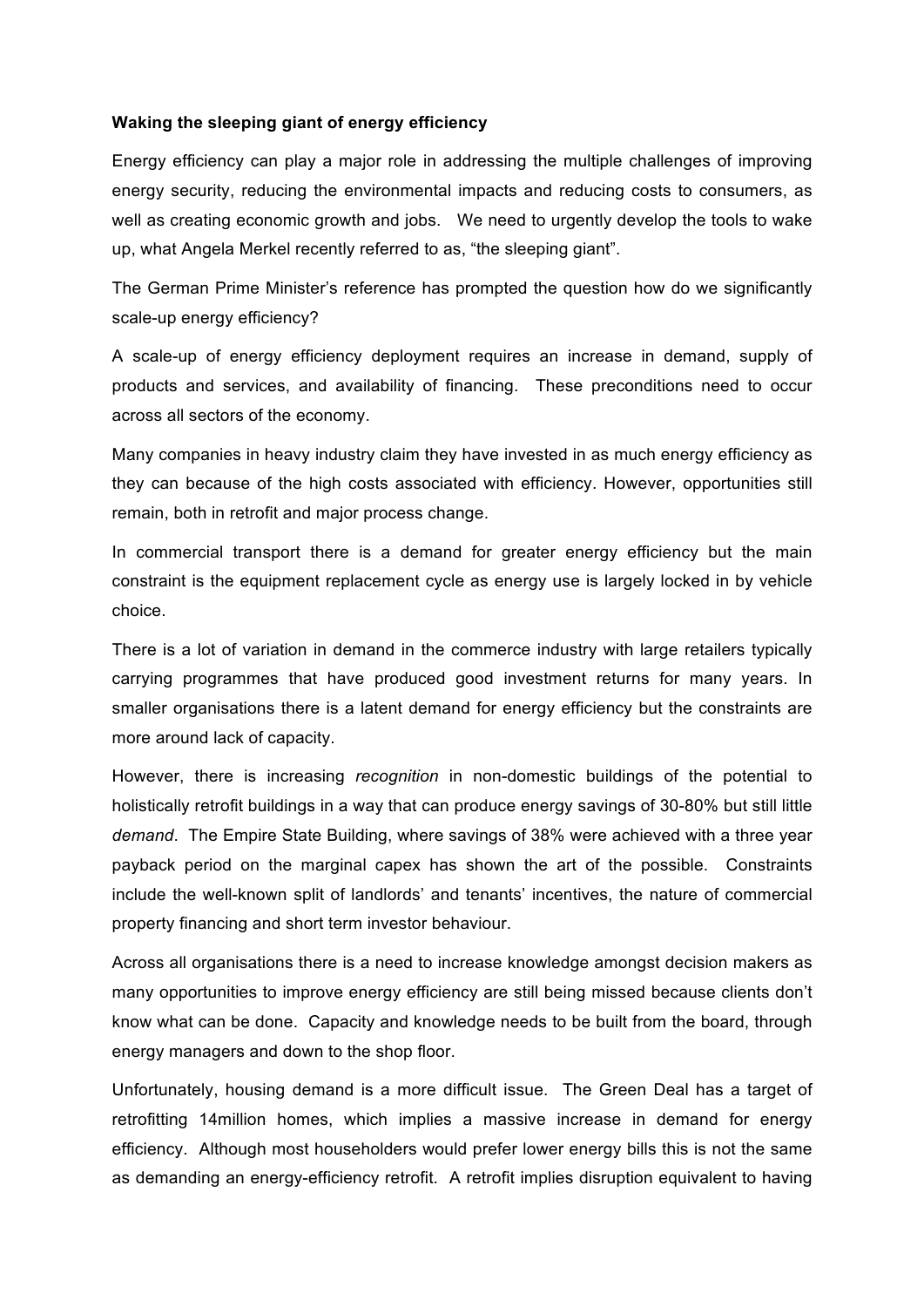**Waking the sleeping giant of energy efficiency**

Energy efficiency can play a major role in addressing the multiple challenges of improving energy security, reducing the environmental impacts and reducing costs to consumers, as well as creating economic growth and jobs. We need to urgently develop the tools to wake up, what Angela Merkel recently referred to as, "the sleeping giant".

The German Prime Minister's reference has prompted the question how do we significantly scale-up energy efficiency?

A scale-up of energy efficiency deployment requires an increase in demand, supply of products and services, and availability of financing. These preconditions need to occur across all sectors of the economy.

Many companies in heavy industry claim they have invested in as much energy efficiency as they can because of the high costs associated with efficiency. However, opportunities still remain, both in retrofit and major process change.

In commercial transport there is a demand for greater energy efficiency but the main constraint is the equipment replacement cycle as energy use is largely locked in by vehicle choice.

There is a lot of variation in demand in the commerce industry with large retailers typically carrying programmes that have produced good investment returns for many years. In smaller organisations there is a latent demand for energy efficiency but the constraints are more around lack of capacity.

However, there is increasing *recognition* in non-domestic buildings of the potential to holistically retrofit buildings in a way that can produce energy savings of 30-80% but still little *demand*. The Empire State Building, where savings of 38% were achieved with a three year payback period on the marginal capex has shown the art of the possible. Constraints include the well-known split of landlords' and tenants' incentives, the nature of commercial property financing and short term investor behaviour.

Across all organisations there is a need to increase knowledge amongst decision makers as many opportunities to improve energy efficiency are still being missed because clients don't know what can be done. Capacity and knowledge needs to be built from the board, through energy managers and down to the shop floor.

Unfortunately, housing demand is a more difficult issue. The Green Deal has a target of retrofitting 14million homes, which implies a massive increase in demand for energy efficiency. Although most householders would prefer lower energy bills this is not the same as demanding an energy-efficiency retrofit. A retrofit implies disruption equivalent to having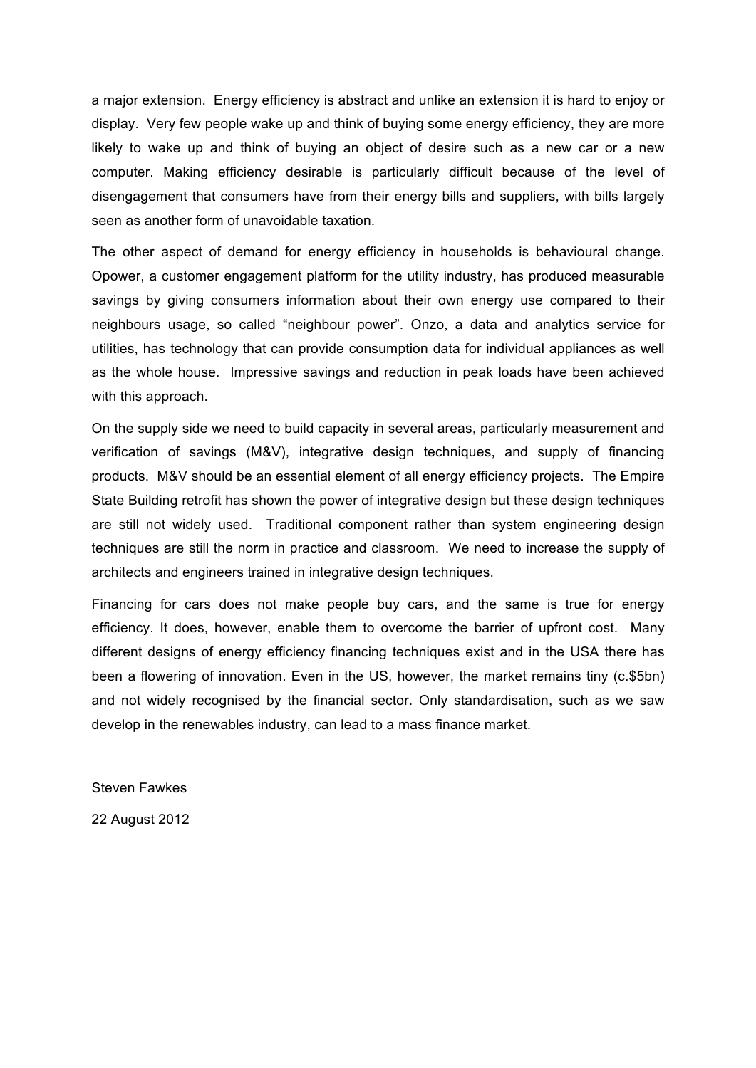a major extension. Energy efficiency is abstract and unlike an extension it is hard to enjoy or display. Very few people wake up and think of buying some energy efficiency, they are more likely to wake up and think of buying an object of desire such as a new car or a new computer. Making efficiency desirable is particularly difficult because of the level of disengagement that consumers have from their energy bills and suppliers, with bills largely seen as another form of unavoidable taxation.

The other aspect of demand for energy efficiency in households is behavioural change. Opower, a customer engagement platform for the utility industry, has produced measurable savings by giving consumers information about their own energy use compared to their neighbours usage, so called "neighbour power". Onzo, a data and analytics service for utilities, has technology that can provide consumption data for individual appliances as well as the whole house. Impressive savings and reduction in peak loads have been achieved with this approach.

On the supply side we need to build capacity in several areas, particularly measurement and verification of savings (M&V), integrative design techniques, and supply of financing products. M&V should be an essential element of all energy efficiency projects. The Empire State Building retrofit has shown the power of integrative design but these design techniques are still not widely used. Traditional component rather than system engineering design techniques are still the norm in practice and classroom. We need to increase the supply of architects and engineers trained in integrative design techniques.

Financing for cars does not make people buy cars, and the same is true for energy efficiency. It does, however, enable them to overcome the barrier of upfront cost. Many different designs of energy efficiency financing techniques exist and in the USA there has been a flowering of innovation. Even in the US, however, the market remains tiny (c.$5bn) and not widely recognised by the financial sector. Only standardisation, such as we saw develop in the renewables industry, can lead to a mass finance market.

Steven Fawkes

22 August 2012